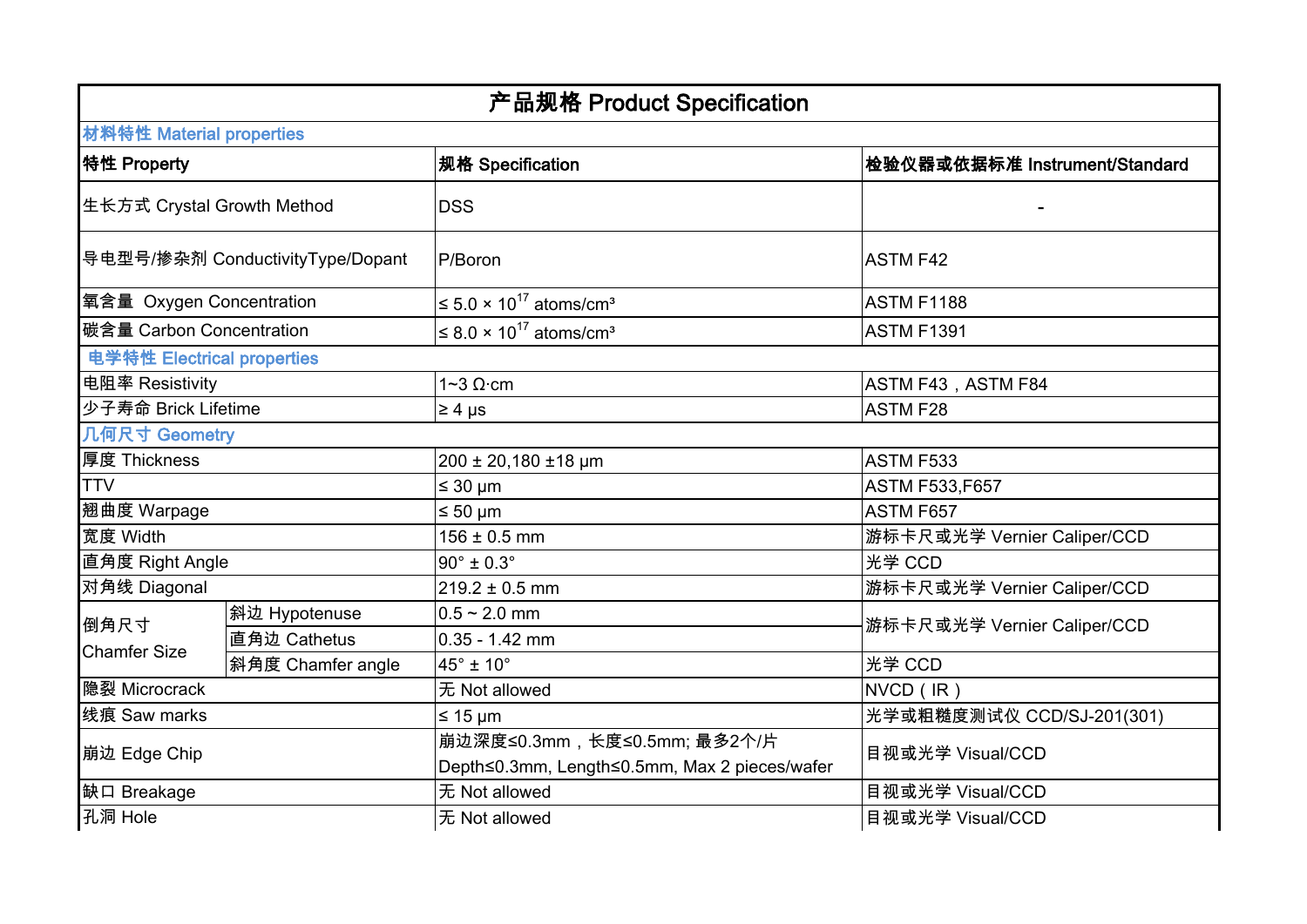# 产品规格 Product Specification

| 特性 Property | | 规格 Specification | 检验仪器或依据标准 Instrument/Standard |
|---|---|---|---|
| **材料特性 Material properties** | | | |
| 生长方式 Crystal Growth Method | | DSS | - |
| 导电型号/掺杂剂 ConductivityType/Dopant | | P/Boron | ASTM F42 |
| 氧含量 Oxygen Concentration | | ≤ 5.0 × $10^{17}$ atoms/cm³ | ASTM F1188 |
| 碳含量 Carbon Concentration | | ≤ 8.0 × $10^{17}$ atoms/cm³ | ASTM F1391 |
| **电学特性 Electrical properties** | | | |
| 电阻率 Resistivity | | 1~3 Ω·cm | ASTM F43，ASTM F84 |
| 少子寿命 Brick Lifetime | | ≥ 4 μs | ASTM F28 |
| **几何尺寸 Geometry** | | | |
| 厚度 Thickness | | 200 ± 20,180 ±18 μm | ASTM F533 |
| TTV | | ≤ 30 μm | ASTM F533,F657 |
| 翘曲度 Warpage | | ≤ 50 μm | ASTM F657 |
| 宽度 Width | | 156 ± 0.5 mm | 游标卡尺或光学 Vernier Caliper/CCD |
| 直角度 Right Angle | | 90° ± 0.3° | 光学 CCD |
| 对角线 Diagonal | | 219.2 ± 0.5 mm | 游标卡尺或光学 Vernier Caliper/CCD |
| 倒角尺寸 Chamfer Size | 斜边 Hypotenuse | 0.5 ~ 2.0 mm | 游标卡尺或光学 Vernier Caliper/CCD |
| | 直角边 Cathetus | 0.35 - 1.42 mm | |
| | 斜角度 Chamfer angle | 45° ± 10° | 光学 CCD |
| 隐裂 Microcrack | | 无 Not allowed | NVCD ( IR ) |
| 线痕 Saw marks | | ≤ 15 μm | 光学或粗糙度测试仪 CCD/SJ-201(301) |
| 崩边 Edge Chip | | 崩边深度≤0.3mm，长度≤0.5mm; 最多2个/片 Depth≤0.3mm, Length≤0.5mm, Max 2 pieces/wafer | 目视或光学 Visual/CCD |
| 缺口 Breakage | | 无 Not allowed | 目视或光学 Visual/CCD |
| 孔洞 Hole | | 无 Not allowed | 目视或光学 Visual/CCD |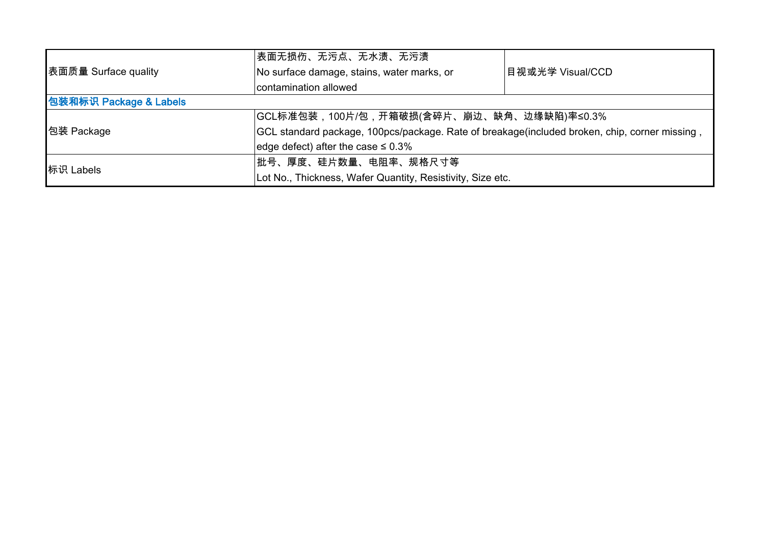| | | |
|---|---|---|
| 表面质量 Surface quality | 表面无损伤、无污点、无水渍、无污渍<br>No surface damage, stains, water marks, or contamination allowed | 目视或光学 Visual/CCD |
| **包装和标识 Package & Labels** | | |
| 包装 Package | GCL标准包装，100片/包，开箱破损(含碎片、崩边、缺角、边缘缺陷)率≤0.3%<br>GCL standard package, 100pcs/package. Rate of breakage(included broken, chip, corner missing , edge defect) after the case ≤ 0.3% | |
| 标识 Labels | 批号、厚度、硅片数量、电阻率、规格尺寸等<br>Lot No., Thickness, Wafer Quantity, Resistivity, Size etc. | |